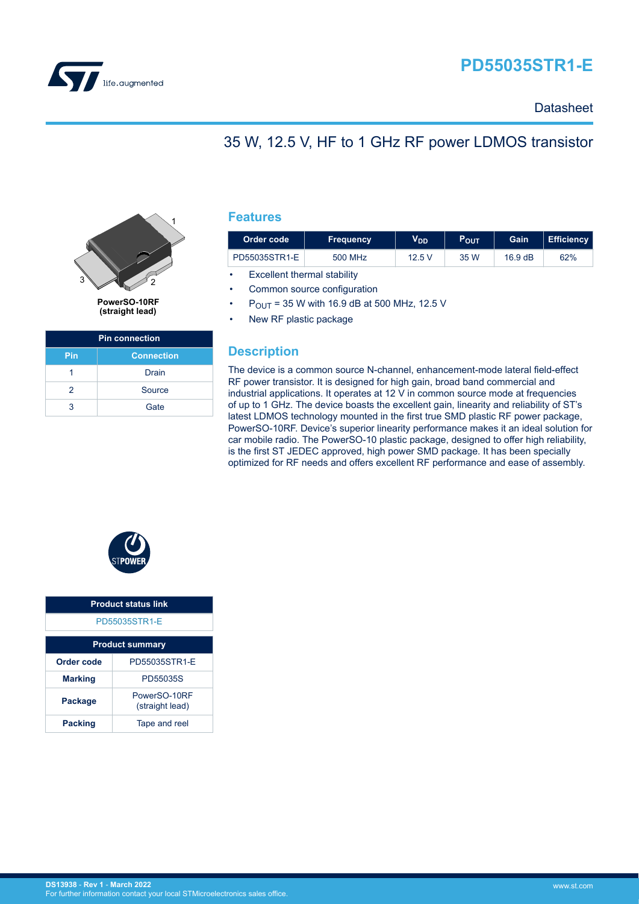# PD55035STR1-E

Datasheet

## 35 W, 12.5 V, HF to 1 GHz RF power LDMOS transistor

**PowerSO-10RF (straight lead)**

| Pin connection | |
|---|---|
| **Pin** | **Connection** |
| 1 | Drain |
| 2 | Source |
| 3 | Gate |

## Features

| Order code | Frequency | $V_{DD}$ | $P_{OUT}$ | Gain | Efficiency |
|---|---|---|---|---|---|
| PD55035STR1-E | 500 MHz | 12.5 V | 35 W | 16.9 dB | 62% |

- Excellent thermal stability
- Common source configuration
- $P_{OUT}$ = 35 W with 16.9 dB at 500 MHz, 12.5 V
- New RF plastic package

## Description

The device is a common source N-channel, enhancement-mode lateral field-effect RF power transistor. It is designed for high gain, broad band commercial and industrial applications. It operates at 12 V in common source mode at frequencies of up to 1 GHz. The device boasts the excellent gain, linearity and reliability of ST's latest LDMOS technology mounted in the first true SMD plastic RF power package, PowerSO-10RF. Device's superior linearity performance makes it an ideal solution for car mobile radio. The PowerSO-10 plastic package, designed to offer high reliability, is the first ST JEDEC approved, high power SMD package. It has been specially optimized for RF needs and offers excellent RF performance and ease of assembly.

| Product status link |
|---|
| PD55035STR1-E |

| Product summary | |
|---|---|
| **Order code** | PD55035STR1-E |
| **Marking** | PD55035S |
| **Package** | PowerSO-10RF (straight lead) |
| **Packing** | Tape and reel |

DS13938 - Rev 1 - March 2022
For further information contact your local STMicroelectronics sales office.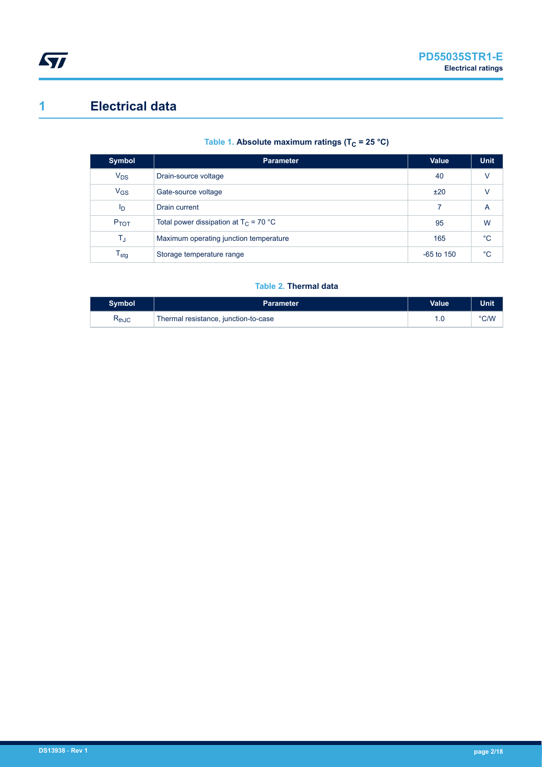# 1 Electrical data

**Table 1. Absolute maximum ratings ($T_C$ = 25 °C)**

| Symbol | Parameter | Value | Unit |
|---|---|---|---|
| $V_{DS}$ | Drain-source voltage | 40 | V |
| $V_{GS}$ | Gate-source voltage | ±20 | V |
| $I_D$ | Drain current | 7 | A |
| $P_{TOT}$ | Total power dissipation at $T_C$ = 70 °C | 95 | W |
| $T_J$ | Maximum operating junction temperature | 165 | °C |
| $T_{stg}$ | Storage temperature range | -65 to 150 | °C |

**Table 2. Thermal data**

| Symbol | Parameter | Value | Unit |
|---|---|---|---|
| $R_{thJC}$ | Thermal resistance, junction-to-case | 1.0 | °C/W |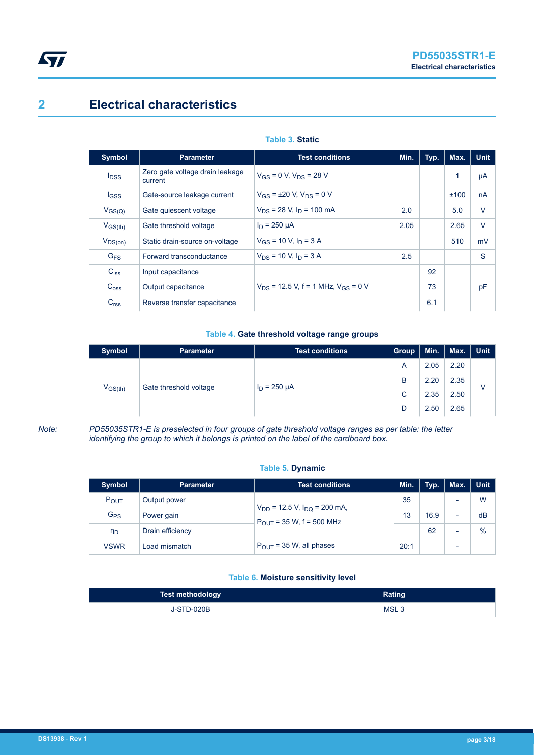# 2 Electrical characteristics

**Table 3. Static**

| Symbol | Parameter | Test conditions | Min. | Typ. | Max. | Unit |
|---|---|---|---|---|---|---|
| $I_{DSS}$ | Zero gate voltage drain leakage current | $V_{GS}$ = 0 V, $V_{DS}$ = 28 V | | | 1 | µA |
| $I_{GSS}$ | Gate-source leakage current | $V_{GS}$ = ±20 V, $V_{DS}$ = 0 V | | | ±100 | nA |
| $V_{GS(Q)}$ | Gate quiescent voltage | $V_{DS}$ = 28 V, $I_D$ = 100 mA | 2.0 | | 5.0 | V |
| $V_{GS(th)}$ | Gate threshold voltage | $I_D$ = 250 µA | 2.05 | | 2.65 | V |
| $V_{DS(on)}$ | Static drain-source on-voltage | $V_{GS}$ = 10 V, $I_D$ = 3 A | | | 510 | mV |
| $G_{FS}$ | Forward transconductance | $V_{DS}$ = 10 V, $I_D$ = 3 A | 2.5 | | | S |
| $C_{iss}$ | Input capacitance | $V_{DS}$ = 12.5 V, f = 1 MHz, $V_{GS}$ = 0 V | | 92 | | pF |
| $C_{oss}$ | Output capacitance | | | 73 | | |
| $C_{rss}$ | Reverse transfer capacitance | | | 6.1 | | |

**Table 4. Gate threshold voltage range groups**

| Symbol | Parameter | Test conditions | Group | Min. | Max. | Unit |
|---|---|---|---|---|---|---|
| $V_{GS(th)}$ | Gate threshold voltage | $I_D$ = 250 µA | A | 2.05 | 2.20 | V |
| | | | B | 2.20 | 2.35 | |
| | | | C | 2.35 | 2.50 | |
| | | | D | 2.50 | 2.65 | |

*Note: PD55035STR1-E is preselected in four groups of gate threshold voltage ranges as per table: the letter identifying the group to which it belongs is printed on the label of the cardboard box.*

**Table 5. Dynamic**

| Symbol | Parameter | Test conditions | Min. | Typ. | Max. | Unit |
|---|---|---|---|---|---|---|
| $P_{OUT}$ | Output power | $V_{DD}$ = 12.5 V, $I_{DQ}$ = 200 mA, $P_{OUT}$ = 35 W, f = 500 MHz | 35 | | - | W |
| $G_{PS}$ | Power gain | | 13 | 16.9 | - | dB |
| $\eta_D$ | Drain efficiency | | | 62 | - | % |
| VSWR | Load mismatch | $P_{OUT}$ = 35 W, all phases | 20:1 | | - | |

**Table 6. Moisture sensitivity level**

| Test methodology | Rating |
|---|---|
| J-STD-020B | MSL 3 |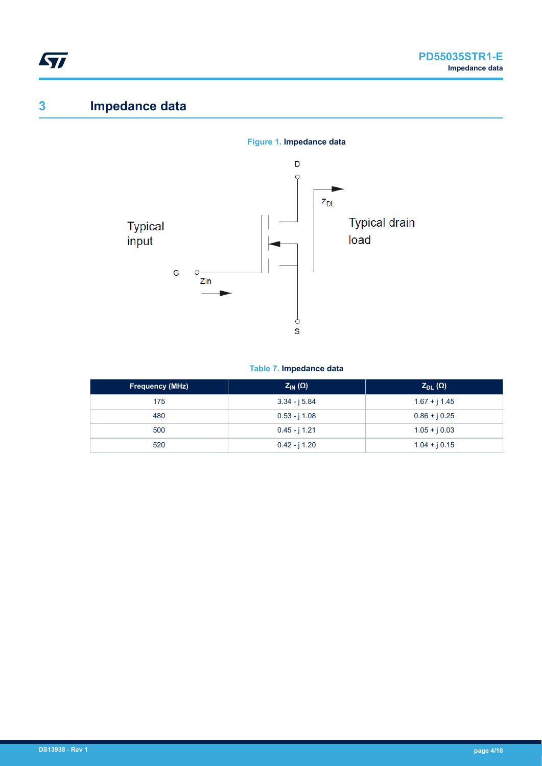# 3 Impedance data

**Figure 1.** Impedance data

Typical input

Typical drain load

**Table 7.** Impedance data

| Frequency (MHz) | $Z_{IN}$ (Ω) | $Z_{DL}$ (Ω) |
|---|---|---|
| 175 | 3.34 - j 5.84 | 1.67 + j 1.45 |
| 480 | 0.53 - j 1.08 | 0.86 + j 0.25 |
| 500 | 0.45 - j 1.21 | 1.05 + j 0.03 |
| 520 | 0.42 - j 1.20 | 1.04 + j 0.15 |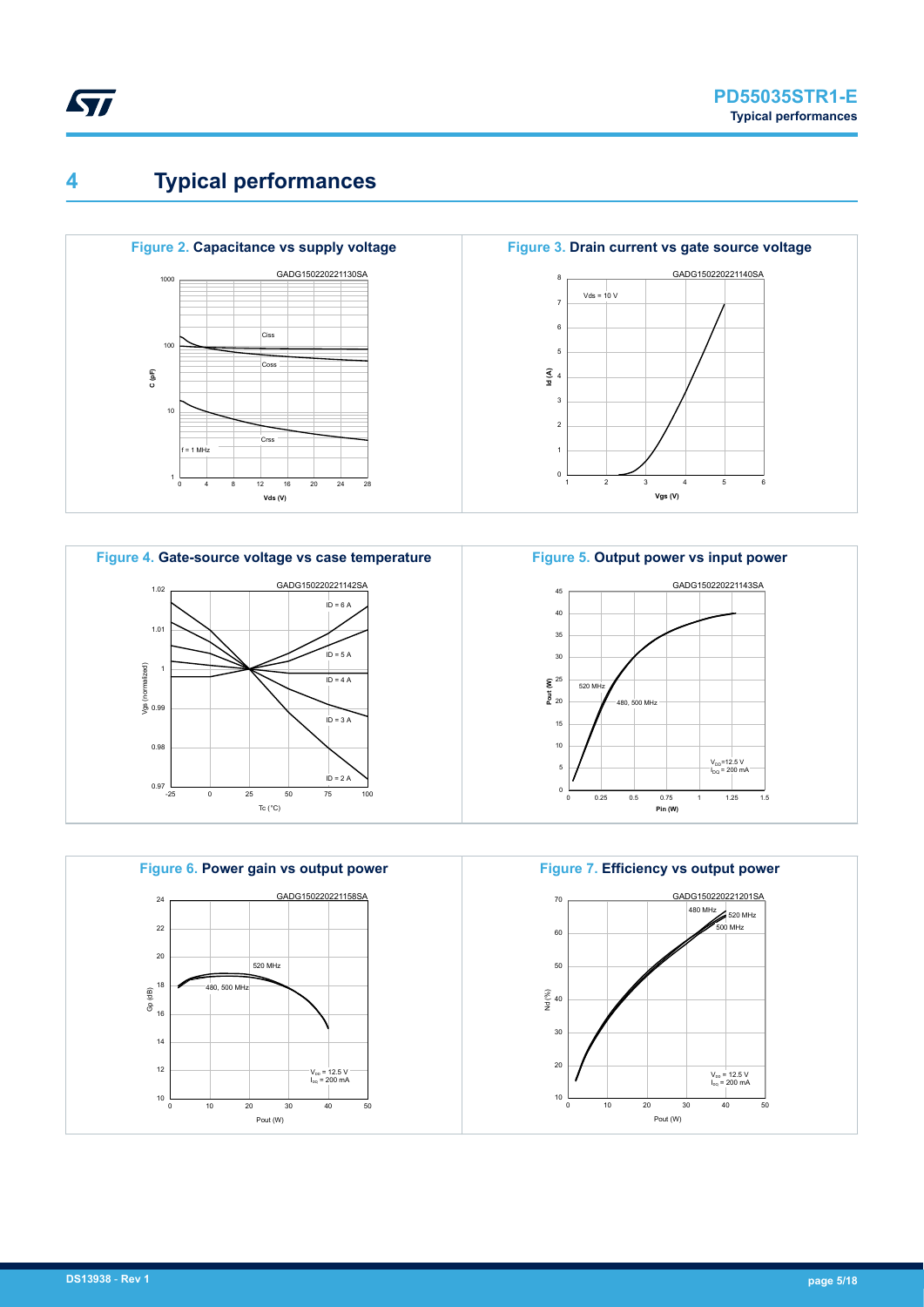# 4 Typical performances

**Figure 2.** Capacitance vs supply voltage

**Figure 3.** Drain current vs gate source voltage

**Figure 4.** Gate-source voltage vs case temperature

**Figure 5.** Output power vs input power

**Figure 6.** Power gain vs output power

**Figure 7.** Efficiency vs output power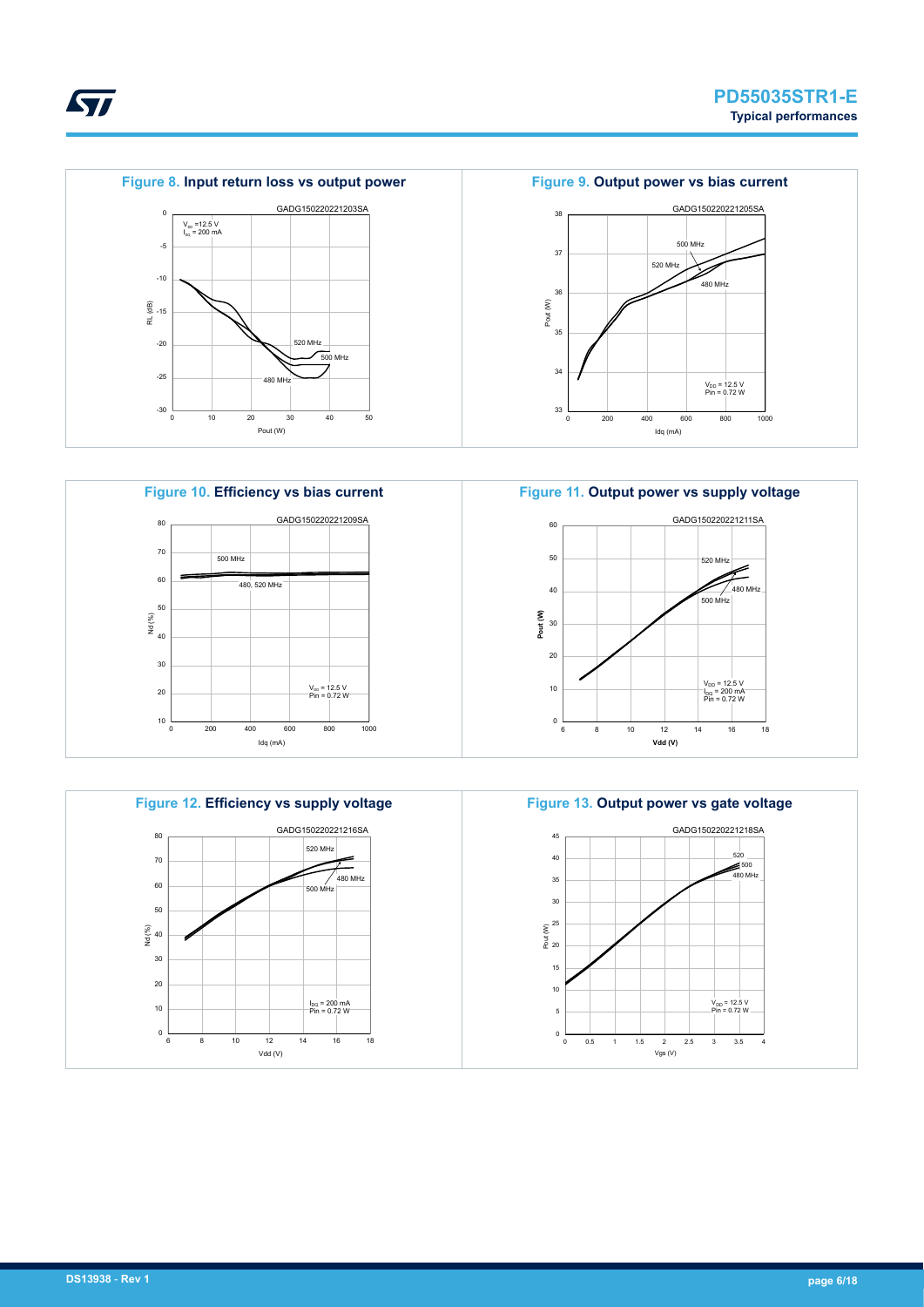**Figure 8. Input return loss vs output power**

GADG150220221203SA

$V_{DD}$ = 12.5 V
$I_{DQ}$ = 200 mA

**Figure 9. Output power vs bias current**

GADG150220221205SA

$V_{DD}$ = 12.5 V
Pin = 0.72 W

**Figure 10. Efficiency vs bias current**

GADG150220221209SA

$V_{DD}$ = 12.5 V
Pin = 0.72 W

**Figure 11. Output power vs supply voltage**

GADG150220221211SA

$V_{DD}$ = 12.5 V
$I_{DQ}$ = 200 mA
Pin = 0.72 W

**Figure 12. Efficiency vs supply voltage**

GADG150220221216SA

$I_{DQ}$ = 200 mA
Pin = 0.72 W

**Figure 13. Output power vs gate voltage**

GADG150220221218SA

$V_{DD}$ = 12.5 V
Pin = 0.72 W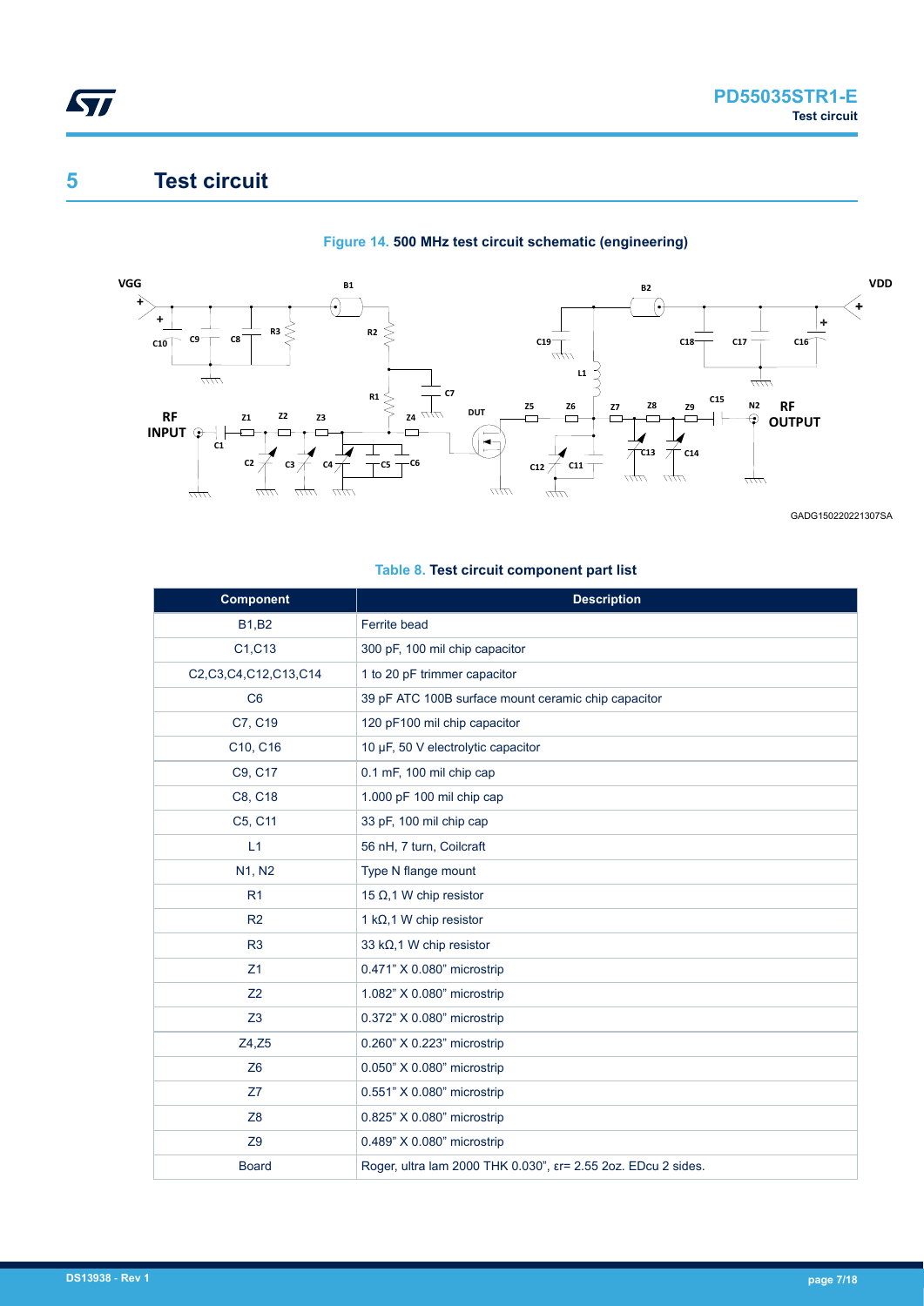# 5 Test circuit

**Figure 14. 500 MHz test circuit schematic (engineering)**

GADG150220221307SA

**Table 8. Test circuit component part list**

| Component | Description |
|---|---|
| B1,B2 | Ferrite bead |
| C1,C13 | 300 pF, 100 mil chip capacitor |
| C2,C3,C4,C12,C13,C14 | 1 to 20 pF trimmer capacitor |
| C6 | 39 pF ATC 100B surface mount ceramic chip capacitor |
| C7, C19 | 120 pF100 mil chip capacitor |
| C10, C16 | 10 µF, 50 V electrolytic capacitor |
| C9, C17 | 0.1 mF, 100 mil chip cap |
| C8, C18 | 1.000 pF 100 mil chip cap |
| C5, C11 | 33 pF, 100 mil chip cap |
| L1 | 56 nH, 7 turn, Coilcraft |
| N1, N2 | Type N flange mount |
| R1 | 15 Ω,1 W chip resistor |
| R2 | 1 kΩ,1 W chip resistor |
| R3 | 33 kΩ,1 W chip resistor |
| Z1 | 0.471" X 0.080" microstrip |
| Z2 | 1.082" X 0.080" microstrip |
| Z3 | 0.372" X 0.080" microstrip |
| Z4,Z5 | 0.260" X 0.223" microstrip |
| Z6 | 0.050" X 0.080" microstrip |
| Z7 | 0.551" X 0.080" microstrip |
| Z8 | 0.825" X 0.080" microstrip |
| Z9 | 0.489" X 0.080" microstrip |
| Board | Roger, ultra lam 2000 THK 0.030", $\varepsilon_r$= 2.55 2oz. EDcu 2 sides. |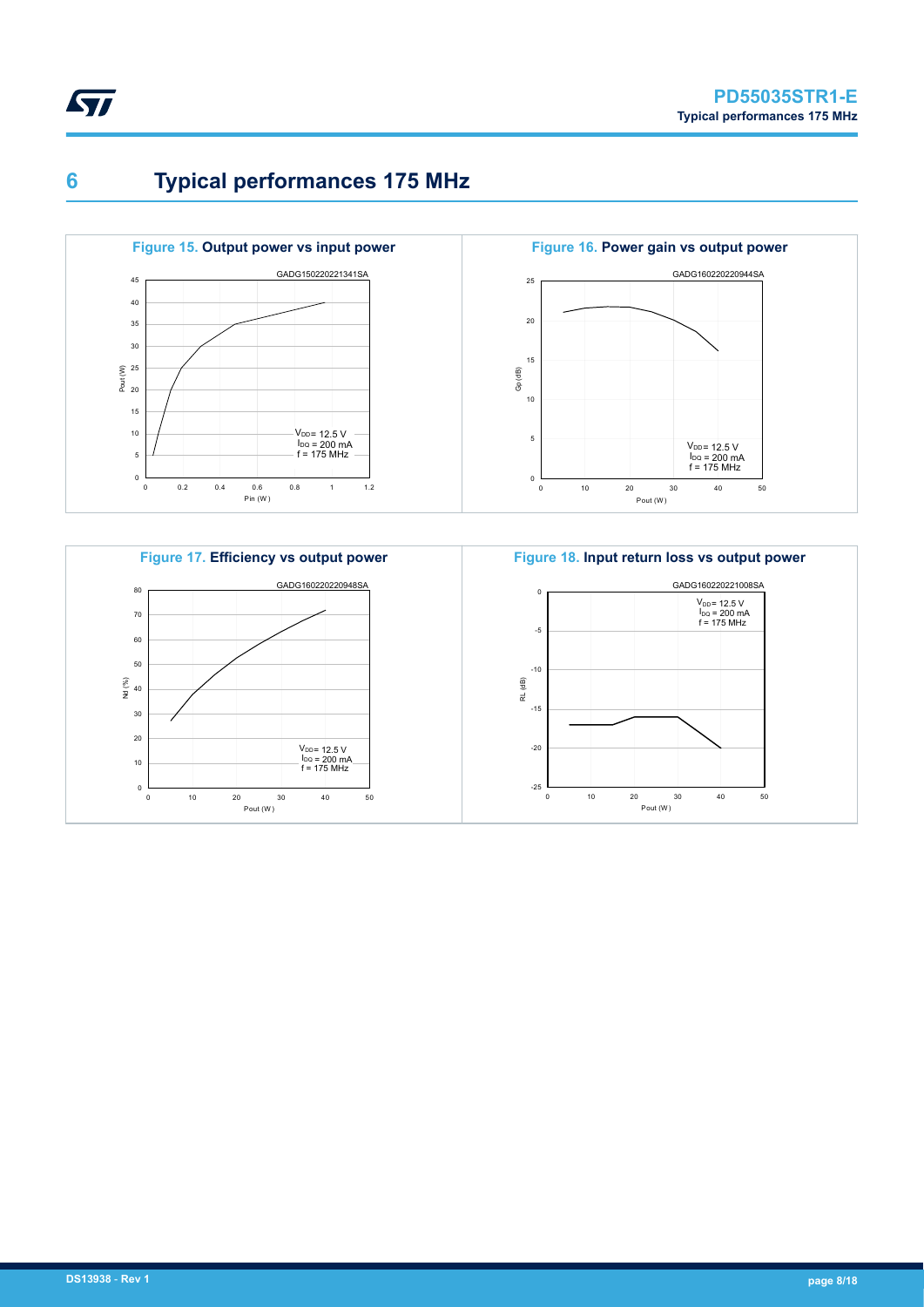# 6 Typical performances 175 MHz

**Figure 15. Output power vs input power**

GADG150220221341SA

$V_{DD}$ = 12.5 V
$I_{DQ}$ = 200 mA
f = 175 MHz

**Figure 16. Power gain vs output power**

GADG160220220944SA

$V_{DD}$ = 12.5 V
$I_{DQ}$ = 200 mA
f = 175 MHz

**Figure 17. Efficiency vs output power**

GADG160220220948SA

$V_{DD}$ = 12.5 V
$I_{DQ}$ = 200 mA
f = 175 MHz

**Figure 18. Input return loss vs output power**

GADG160220221008SA

$V_{DD}$ = 12.5 V
$I_{DQ}$ = 200 mA
f = 175 MHz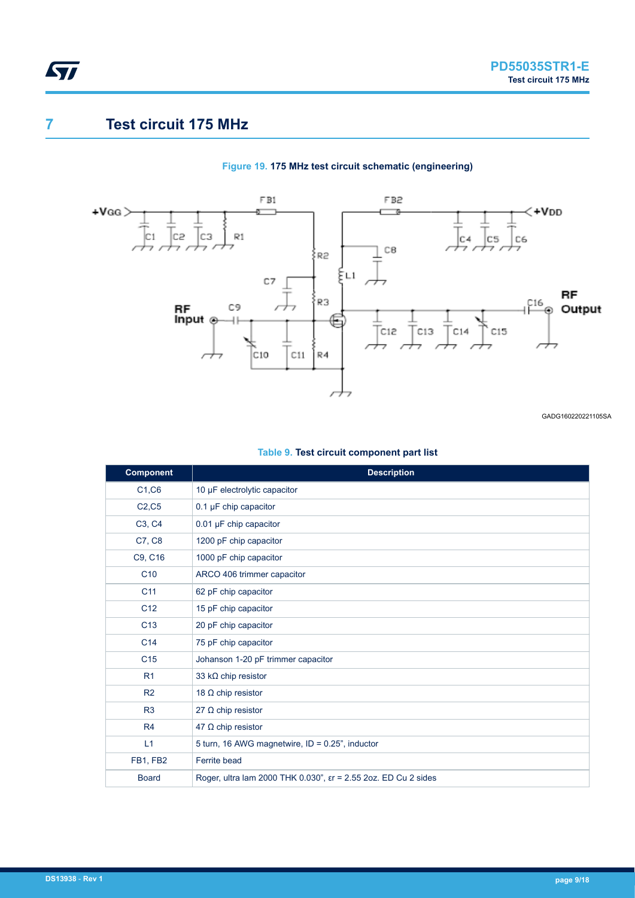# 7 Test circuit 175 MHz

Figure 19. 175 MHz test circuit schematic (engineering)

GADG160220221105SA

Table 9. Test circuit component part list

| Component | Description |
|---|---|
| C1,C6 | 10 µF electrolytic capacitor |
| C2,C5 | 0.1 µF chip capacitor |
| C3, C4 | 0.01 µF chip capacitor |
| C7, C8 | 1200 pF chip capacitor |
| C9, C16 | 1000 pF chip capacitor |
| C10 | ARCO 406 trimmer capacitor |
| C11 | 62 pF chip capacitor |
| C12 | 15 pF chip capacitor |
| C13 | 20 pF chip capacitor |
| C14 | 75 pF chip capacitor |
| C15 | Johanson 1-20 pF trimmer capacitor |
| R1 | 33 kΩ chip resistor |
| R2 | 18 Ω chip resistor |
| R3 | 27 Ω chip resistor |
| R4 | 47 Ω chip resistor |
| L1 | 5 turn, 16 AWG magnetwire, ID = 0.25", inductor |
| FB1, FB2 | Ferrite bead |
| Board | Roger, ultra lam 2000 THK 0.030", εr = 2.55 2oz. ED Cu 2 sides |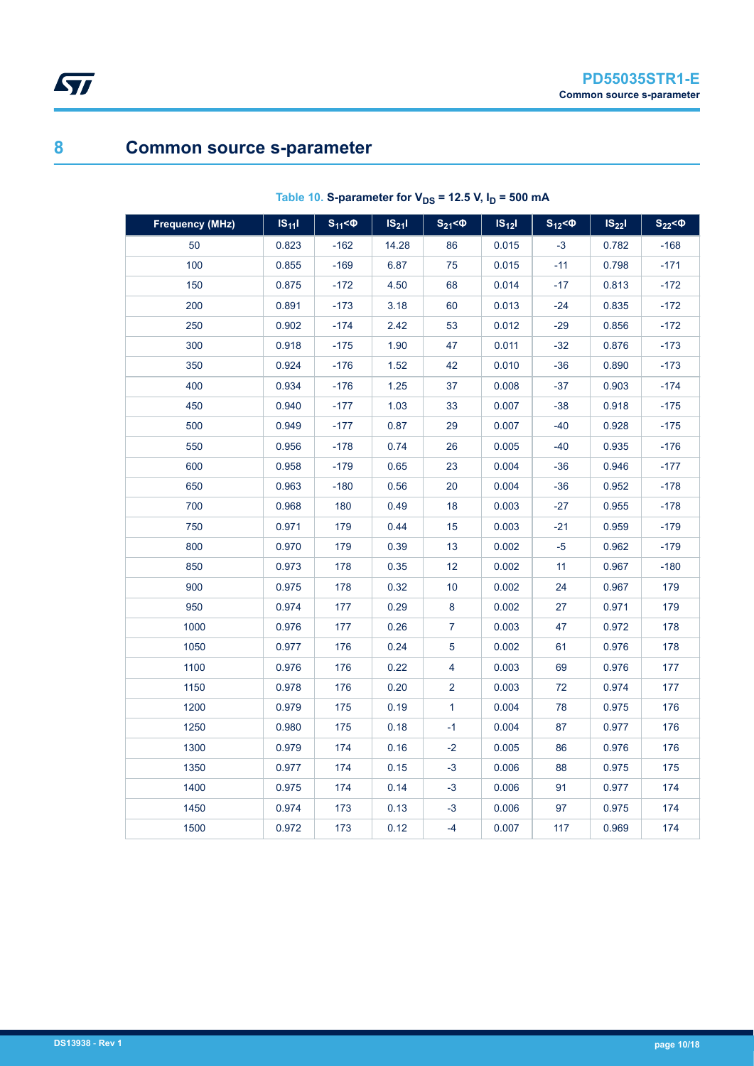# 8 Common source s-parameter

Table 10. S-parameter for $V_{DS}$ = 12.5 V, $I_D$ = 500 mA

| Frequency (MHz) | $\lvert S_{11}\rvert$ | $S_{11}<\Phi$ | $\lvert S_{21}\rvert$ | $S_{21}<\Phi$ | $\lvert S_{12}\rvert$ | $S_{12}<\Phi$ | $\lvert S_{22}\rvert$ | $S_{22}<\Phi$ |
|---|---|---|---|---|---|---|---|---|
| 50 | 0.823 | -162 | 14.28 | 86 | 0.015 | -3 | 0.782 | -168 |
| 100 | 0.855 | -169 | 6.87 | 75 | 0.015 | -11 | 0.798 | -171 |
| 150 | 0.875 | -172 | 4.50 | 68 | 0.014 | -17 | 0.813 | -172 |
| 200 | 0.891 | -173 | 3.18 | 60 | 0.013 | -24 | 0.835 | -172 |
| 250 | 0.902 | -174 | 2.42 | 53 | 0.012 | -29 | 0.856 | -172 |
| 300 | 0.918 | -175 | 1.90 | 47 | 0.011 | -32 | 0.876 | -173 |
| 350 | 0.924 | -176 | 1.52 | 42 | 0.010 | -36 | 0.890 | -173 |
| 400 | 0.934 | -176 | 1.25 | 37 | 0.008 | -37 | 0.903 | -174 |
| 450 | 0.940 | -177 | 1.03 | 33 | 0.007 | -38 | 0.918 | -175 |
| 500 | 0.949 | -177 | 0.87 | 29 | 0.007 | -40 | 0.928 | -175 |
| 550 | 0.956 | -178 | 0.74 | 26 | 0.005 | -40 | 0.935 | -176 |
| 600 | 0.958 | -179 | 0.65 | 23 | 0.004 | -36 | 0.946 | -177 |
| 650 | 0.963 | -180 | 0.56 | 20 | 0.004 | -36 | 0.952 | -178 |
| 700 | 0.968 | 180 | 0.49 | 18 | 0.003 | -27 | 0.955 | -178 |
| 750 | 0.971 | 179 | 0.44 | 15 | 0.003 | -21 | 0.959 | -179 |
| 800 | 0.970 | 179 | 0.39 | 13 | 0.002 | -5 | 0.962 | -179 |
| 850 | 0.973 | 178 | 0.35 | 12 | 0.002 | 11 | 0.967 | -180 |
| 900 | 0.975 | 178 | 0.32 | 10 | 0.002 | 24 | 0.967 | 179 |
| 950 | 0.974 | 177 | 0.29 | 8 | 0.002 | 27 | 0.971 | 179 |
| 1000 | 0.976 | 177 | 0.26 | 7 | 0.003 | 47 | 0.972 | 178 |
| 1050 | 0.977 | 176 | 0.24 | 5 | 0.002 | 61 | 0.976 | 178 |
| 1100 | 0.976 | 176 | 0.22 | 4 | 0.003 | 69 | 0.976 | 177 |
| 1150 | 0.978 | 176 | 0.20 | 2 | 0.003 | 72 | 0.974 | 177 |
| 1200 | 0.979 | 175 | 0.19 | 1 | 0.004 | 78 | 0.975 | 176 |
| 1250 | 0.980 | 175 | 0.18 | -1 | 0.004 | 87 | 0.977 | 176 |
| 1300 | 0.979 | 174 | 0.16 | -2 | 0.005 | 86 | 0.976 | 176 |
| 1350 | 0.977 | 174 | 0.15 | -3 | 0.006 | 88 | 0.975 | 175 |
| 1400 | 0.975 | 174 | 0.14 | -3 | 0.006 | 91 | 0.977 | 174 |
| 1450 | 0.974 | 173 | 0.13 | -3 | 0.006 | 97 | 0.975 | 174 |
| 1500 | 0.972 | 173 | 0.12 | -4 | 0.007 | 117 | 0.969 | 174 |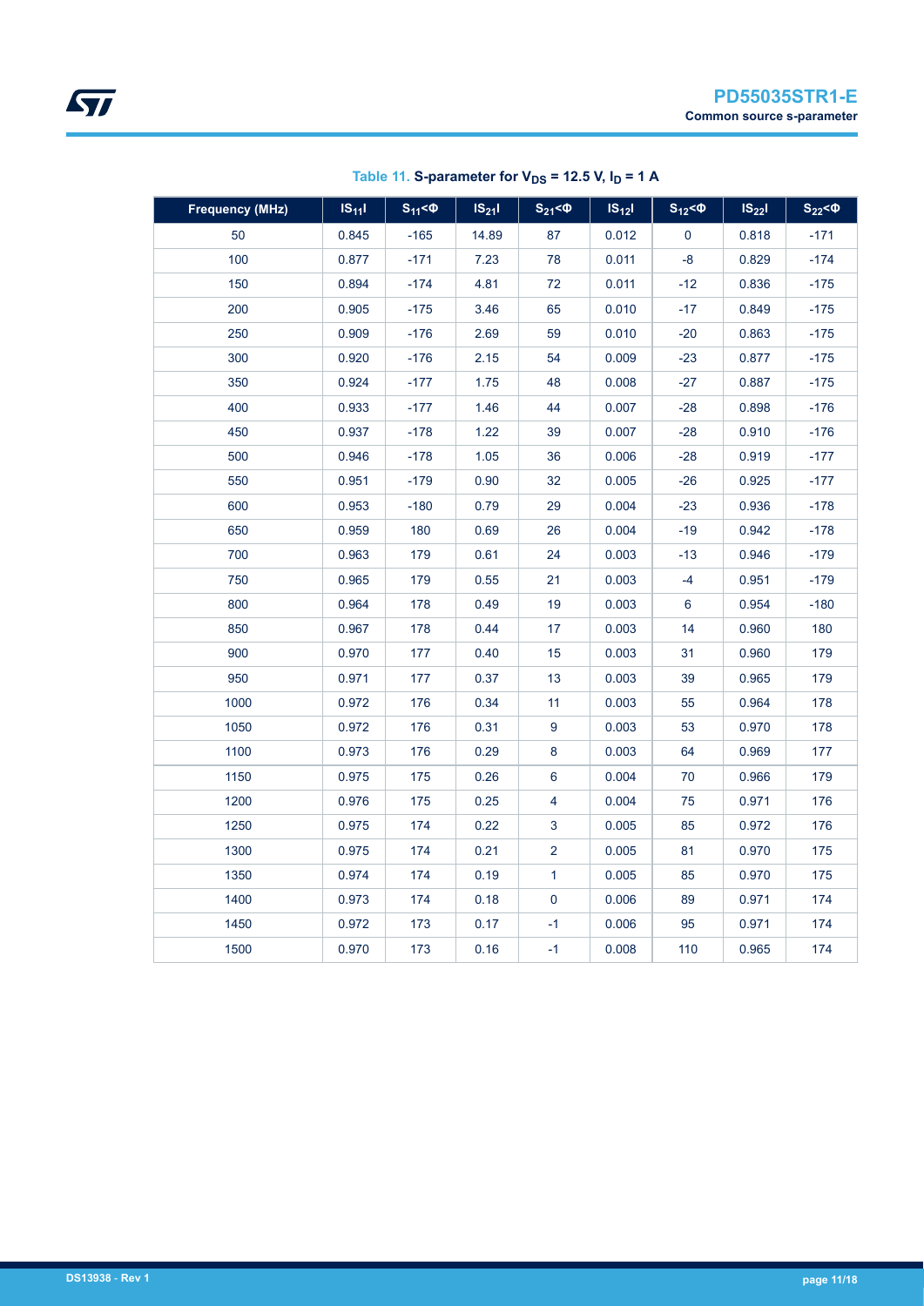Table 11. **S-parameter for $V_{DS}$ = 12.5 V, $I_D$ = 1 A**

| Frequency (MHz) | $\vert S_{11}\vert$ | $S_{11}$<Φ | $\vert S_{21}\vert$ | $S_{21}$<Φ | $\vert S_{12}\vert$ | $S_{12}$<Φ | $\vert S_{22}\vert$ | $S_{22}$<Φ |
|---|---|---|---|---|---|---|---|---|
| 50 | 0.845 | -165 | 14.89 | 87 | 0.012 | 0 | 0.818 | -171 |
| 100 | 0.877 | -171 | 7.23 | 78 | 0.011 | -8 | 0.829 | -174 |
| 150 | 0.894 | -174 | 4.81 | 72 | 0.011 | -12 | 0.836 | -175 |
| 200 | 0.905 | -175 | 3.46 | 65 | 0.010 | -17 | 0.849 | -175 |
| 250 | 0.909 | -176 | 2.69 | 59 | 0.010 | -20 | 0.863 | -175 |
| 300 | 0.920 | -176 | 2.15 | 54 | 0.009 | -23 | 0.877 | -175 |
| 350 | 0.924 | -177 | 1.75 | 48 | 0.008 | -27 | 0.887 | -175 |
| 400 | 0.933 | -177 | 1.46 | 44 | 0.007 | -28 | 0.898 | -176 |
| 450 | 0.937 | -178 | 1.22 | 39 | 0.007 | -28 | 0.910 | -176 |
| 500 | 0.946 | -178 | 1.05 | 36 | 0.006 | -28 | 0.919 | -177 |
| 550 | 0.951 | -179 | 0.90 | 32 | 0.005 | -26 | 0.925 | -177 |
| 600 | 0.953 | -180 | 0.79 | 29 | 0.004 | -23 | 0.936 | -178 |
| 650 | 0.959 | 180 | 0.69 | 26 | 0.004 | -19 | 0.942 | -178 |
| 700 | 0.963 | 179 | 0.61 | 24 | 0.003 | -13 | 0.946 | -179 |
| 750 | 0.965 | 179 | 0.55 | 21 | 0.003 | -4 | 0.951 | -179 |
| 800 | 0.964 | 178 | 0.49 | 19 | 0.003 | 6 | 0.954 | -180 |
| 850 | 0.967 | 178 | 0.44 | 17 | 0.003 | 14 | 0.960 | 180 |
| 900 | 0.970 | 177 | 0.40 | 15 | 0.003 | 31 | 0.960 | 179 |
| 950 | 0.971 | 177 | 0.37 | 13 | 0.003 | 39 | 0.965 | 179 |
| 1000 | 0.972 | 176 | 0.34 | 11 | 0.003 | 55 | 0.964 | 178 |
| 1050 | 0.972 | 176 | 0.31 | 9 | 0.003 | 53 | 0.970 | 178 |
| 1100 | 0.973 | 176 | 0.29 | 8 | 0.003 | 64 | 0.969 | 177 |
| 1150 | 0.975 | 175 | 0.26 | 6 | 0.004 | 70 | 0.966 | 179 |
| 1200 | 0.976 | 175 | 0.25 | 4 | 0.004 | 75 | 0.971 | 176 |
| 1250 | 0.975 | 174 | 0.22 | 3 | 0.005 | 85 | 0.972 | 176 |
| 1300 | 0.975 | 174 | 0.21 | 2 | 0.005 | 81 | 0.970 | 175 |
| 1350 | 0.974 | 174 | 0.19 | 1 | 0.005 | 85 | 0.970 | 175 |
| 1400 | 0.973 | 174 | 0.18 | 0 | 0.006 | 89 | 0.971 | 174 |
| 1450 | 0.972 | 173 | 0.17 | -1 | 0.006 | 95 | 0.971 | 174 |
| 1500 | 0.970 | 173 | 0.16 | -1 | 0.008 | 110 | 0.965 | 174 |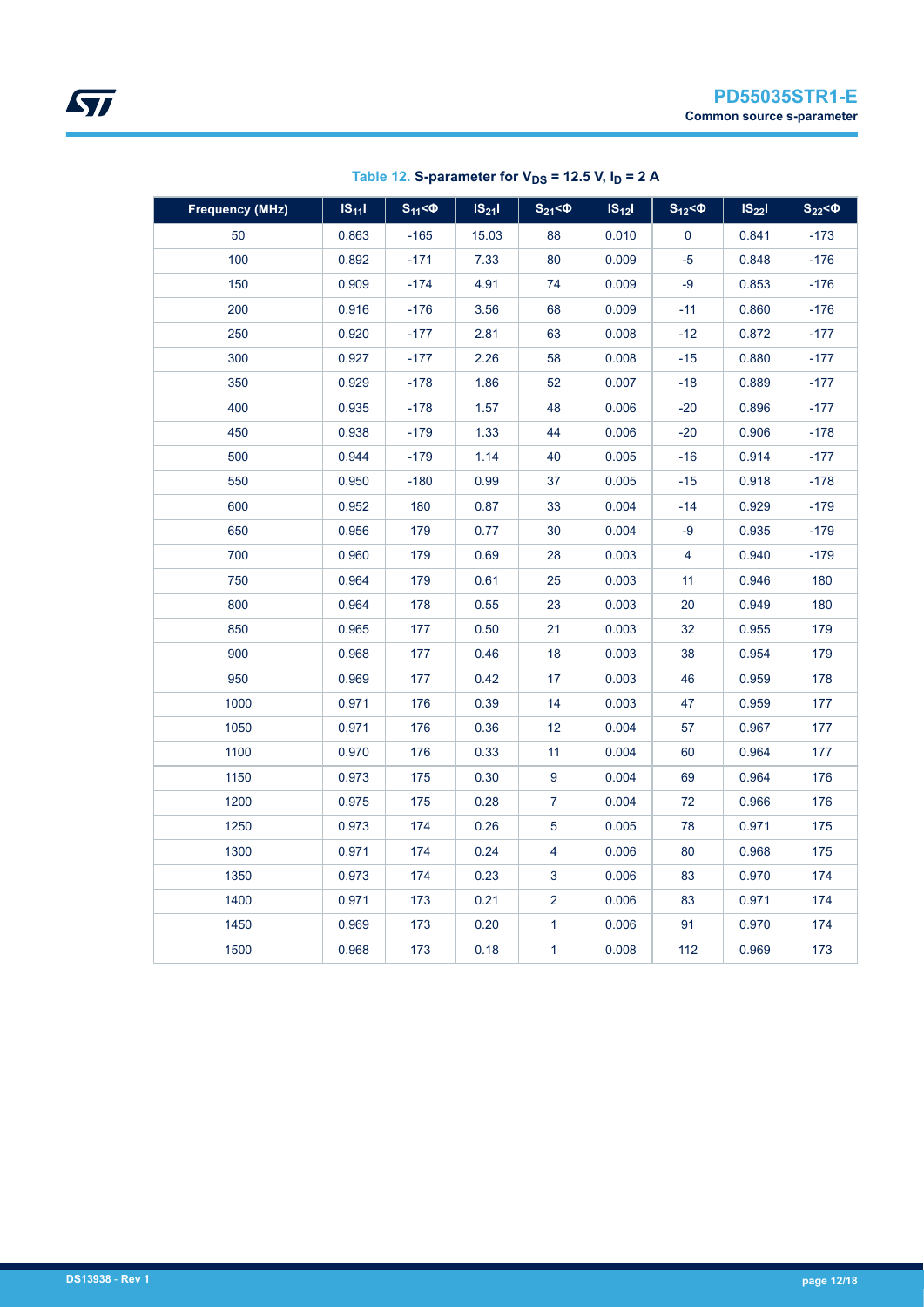Table 12. **S-parameter for $V_{DS}$ = 12.5 V, $I_D$ = 2 A**

| Frequency (MHz) | $\lvert S_{11}\rvert$ | $S_{11}<\Phi$ | $\lvert S_{21}\rvert$ | $S_{21}<\Phi$ | $\lvert S_{12}\rvert$ | $S_{12}<\Phi$ | $\lvert S_{22}\rvert$ | $S_{22}<\Phi$ |
|---|---|---|---|---|---|---|---|---|
| 50 | 0.863 | -165 | 15.03 | 88 | 0.010 | 0 | 0.841 | -173 |
| 100 | 0.892 | -171 | 7.33 | 80 | 0.009 | -5 | 0.848 | -176 |
| 150 | 0.909 | -174 | 4.91 | 74 | 0.009 | -9 | 0.853 | -176 |
| 200 | 0.916 | -176 | 3.56 | 68 | 0.009 | -11 | 0.860 | -176 |
| 250 | 0.920 | -177 | 2.81 | 63 | 0.008 | -12 | 0.872 | -177 |
| 300 | 0.927 | -177 | 2.26 | 58 | 0.008 | -15 | 0.880 | -177 |
| 350 | 0.929 | -178 | 1.86 | 52 | 0.007 | -18 | 0.889 | -177 |
| 400 | 0.935 | -178 | 1.57 | 48 | 0.006 | -20 | 0.896 | -177 |
| 450 | 0.938 | -179 | 1.33 | 44 | 0.006 | -20 | 0.906 | -178 |
| 500 | 0.944 | -179 | 1.14 | 40 | 0.005 | -16 | 0.914 | -177 |
| 550 | 0.950 | -180 | 0.99 | 37 | 0.005 | -15 | 0.918 | -178 |
| 600 | 0.952 | 180 | 0.87 | 33 | 0.004 | -14 | 0.929 | -179 |
| 650 | 0.956 | 179 | 0.77 | 30 | 0.004 | -9 | 0.935 | -179 |
| 700 | 0.960 | 179 | 0.69 | 28 | 0.003 | 4 | 0.940 | -179 |
| 750 | 0.964 | 179 | 0.61 | 25 | 0.003 | 11 | 0.946 | 180 |
| 800 | 0.964 | 178 | 0.55 | 23 | 0.003 | 20 | 0.949 | 180 |
| 850 | 0.965 | 177 | 0.50 | 21 | 0.003 | 32 | 0.955 | 179 |
| 900 | 0.968 | 177 | 0.46 | 18 | 0.003 | 38 | 0.954 | 179 |
| 950 | 0.969 | 177 | 0.42 | 17 | 0.003 | 46 | 0.959 | 178 |
| 1000 | 0.971 | 176 | 0.39 | 14 | 0.003 | 47 | 0.959 | 177 |
| 1050 | 0.971 | 176 | 0.36 | 12 | 0.004 | 57 | 0.967 | 177 |
| 1100 | 0.970 | 176 | 0.33 | 11 | 0.004 | 60 | 0.964 | 177 |
| 1150 | 0.973 | 175 | 0.30 | 9 | 0.004 | 69 | 0.964 | 176 |
| 1200 | 0.975 | 175 | 0.28 | 7 | 0.004 | 72 | 0.966 | 176 |
| 1250 | 0.973 | 174 | 0.26 | 5 | 0.005 | 78 | 0.971 | 175 |
| 1300 | 0.971 | 174 | 0.24 | 4 | 0.006 | 80 | 0.968 | 175 |
| 1350 | 0.973 | 174 | 0.23 | 3 | 0.006 | 83 | 0.970 | 174 |
| 1400 | 0.971 | 173 | 0.21 | 2 | 0.006 | 83 | 0.971 | 174 |
| 1450 | 0.969 | 173 | 0.20 | 1 | 0.006 | 91 | 0.970 | 174 |
| 1500 | 0.968 | 173 | 0.18 | 1 | 0.008 | 112 | 0.969 | 173 |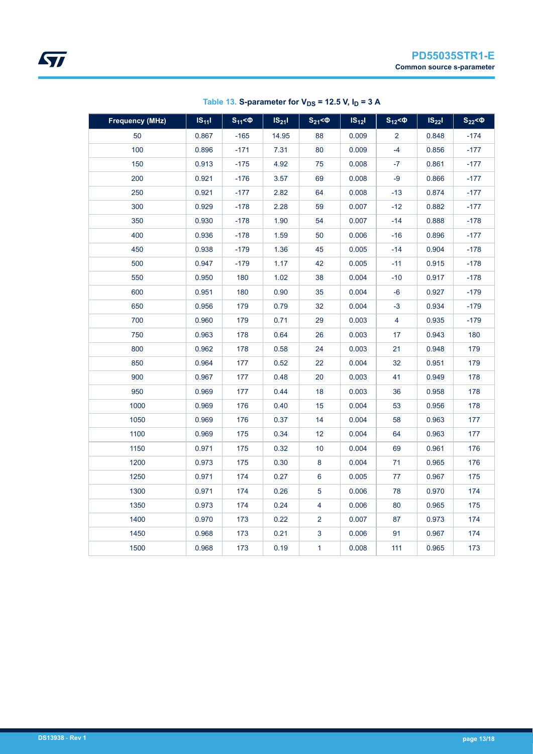**Table 13. S-parameter for $V_{DS}$ = 12.5 V, $I_D$ = 3 A**

| Frequency (MHz) | $\vert S_{11}\vert$ | $S_{11}$<Φ | $\vert S_{21}\vert$ | $S_{21}$<Φ | $\vert S_{12}\vert$ | $S_{12}$<Φ | $\vert S_{22}\vert$ | $S_{22}$<Φ |
|---|---|---|---|---|---|---|---|---|
| 50 | 0.867 | -165 | 14.95 | 88 | 0.009 | 2 | 0.848 | -174 |
| 100 | 0.896 | -171 | 7.31 | 80 | 0.009 | -4 | 0.856 | -177 |
| 150 | 0.913 | -175 | 4.92 | 75 | 0.008 | -7 | 0.861 | -177 |
| 200 | 0.921 | -176 | 3.57 | 69 | 0.008 | -9 | 0.866 | -177 |
| 250 | 0.921 | -177 | 2.82 | 64 | 0.008 | -13 | 0.874 | -177 |
| 300 | 0.929 | -178 | 2.28 | 59 | 0.007 | -12 | 0.882 | -177 |
| 350 | 0.930 | -178 | 1.90 | 54 | 0.007 | -14 | 0.888 | -178 |
| 400 | 0.936 | -178 | 1.59 | 50 | 0.006 | -16 | 0.896 | -177 |
| 450 | 0.938 | -179 | 1.36 | 45 | 0.005 | -14 | 0.904 | -178 |
| 500 | 0.947 | -179 | 1.17 | 42 | 0.005 | -11 | 0.915 | -178 |
| 550 | 0.950 | 180 | 1.02 | 38 | 0.004 | -10 | 0.917 | -178 |
| 600 | 0.951 | 180 | 0.90 | 35 | 0.004 | -6 | 0.927 | -179 |
| 650 | 0.956 | 179 | 0.79 | 32 | 0.004 | -3 | 0.934 | -179 |
| 700 | 0.960 | 179 | 0.71 | 29 | 0.003 | 4 | 0.935 | -179 |
| 750 | 0.963 | 178 | 0.64 | 26 | 0.003 | 17 | 0.943 | 180 |
| 800 | 0.962 | 178 | 0.58 | 24 | 0.003 | 21 | 0.948 | 179 |
| 850 | 0.964 | 177 | 0.52 | 22 | 0.004 | 32 | 0.951 | 179 |
| 900 | 0.967 | 177 | 0.48 | 20 | 0.003 | 41 | 0.949 | 178 |
| 950 | 0.969 | 177 | 0.44 | 18 | 0.003 | 36 | 0.958 | 178 |
| 1000 | 0.969 | 176 | 0.40 | 15 | 0.004 | 53 | 0.956 | 178 |
| 1050 | 0.969 | 176 | 0.37 | 14 | 0.004 | 58 | 0.963 | 177 |
| 1100 | 0.969 | 175 | 0.34 | 12 | 0.004 | 64 | 0.963 | 177 |
| 1150 | 0.971 | 175 | 0.32 | 10 | 0.004 | 69 | 0.961 | 176 |
| 1200 | 0.973 | 175 | 0.30 | 8 | 0.004 | 71 | 0.965 | 176 |
| 1250 | 0.971 | 174 | 0.27 | 6 | 0.005 | 77 | 0.967 | 175 |
| 1300 | 0.971 | 174 | 0.26 | 5 | 0.006 | 78 | 0.970 | 174 |
| 1350 | 0.973 | 174 | 0.24 | 4 | 0.006 | 80 | 0.965 | 175 |
| 1400 | 0.970 | 173 | 0.22 | 2 | 0.007 | 87 | 0.973 | 174 |
| 1450 | 0.968 | 173 | 0.21 | 3 | 0.006 | 91 | 0.967 | 174 |
| 1500 | 0.968 | 173 | 0.19 | 1 | 0.008 | 111 | 0.965 | 173 |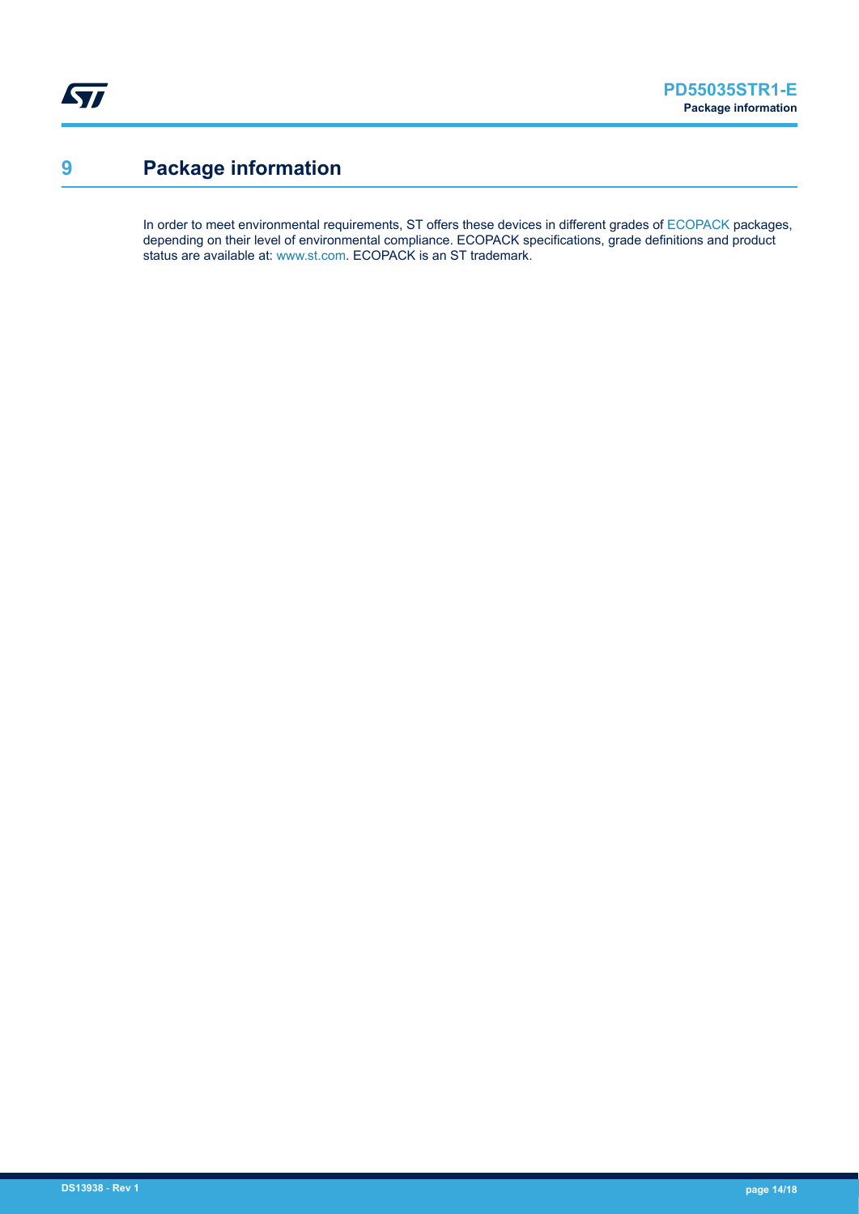# 9 Package information

In order to meet environmental requirements, ST offers these devices in different grades of ECOPACK packages, depending on their level of environmental compliance. ECOPACK specifications, grade definitions and product status are available at: www.st.com. ECOPACK is an ST trademark.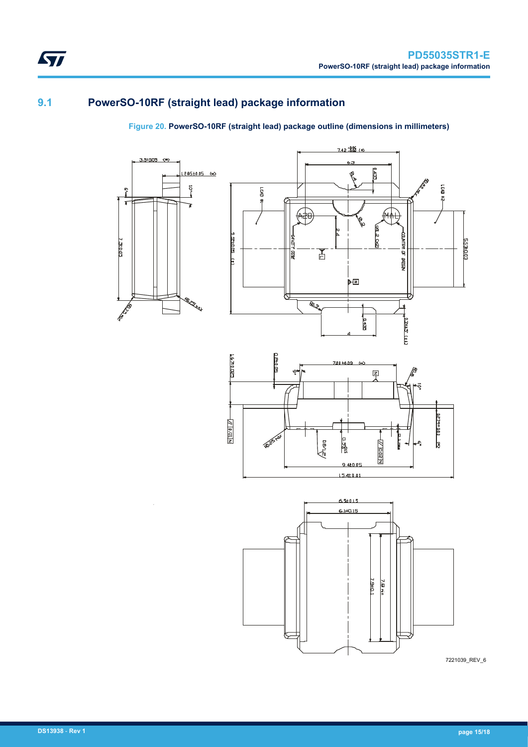## 9.1 PowerSO-10RF (straight lead) package information

**Figure 20. PowerSO-10RF (straight lead) package outline (dimensions in millimeters)**

7221039_REV_6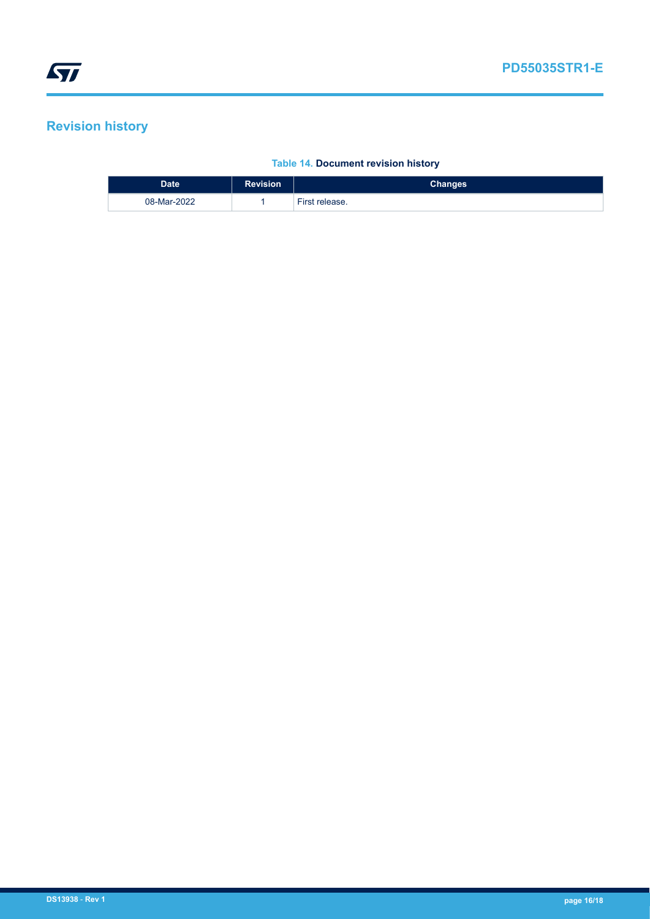# Revision history

**Table 14. Document revision history**

| Date | Revision | Changes |
|---|---|---|
| 08-Mar-2022 | 1 | First release. |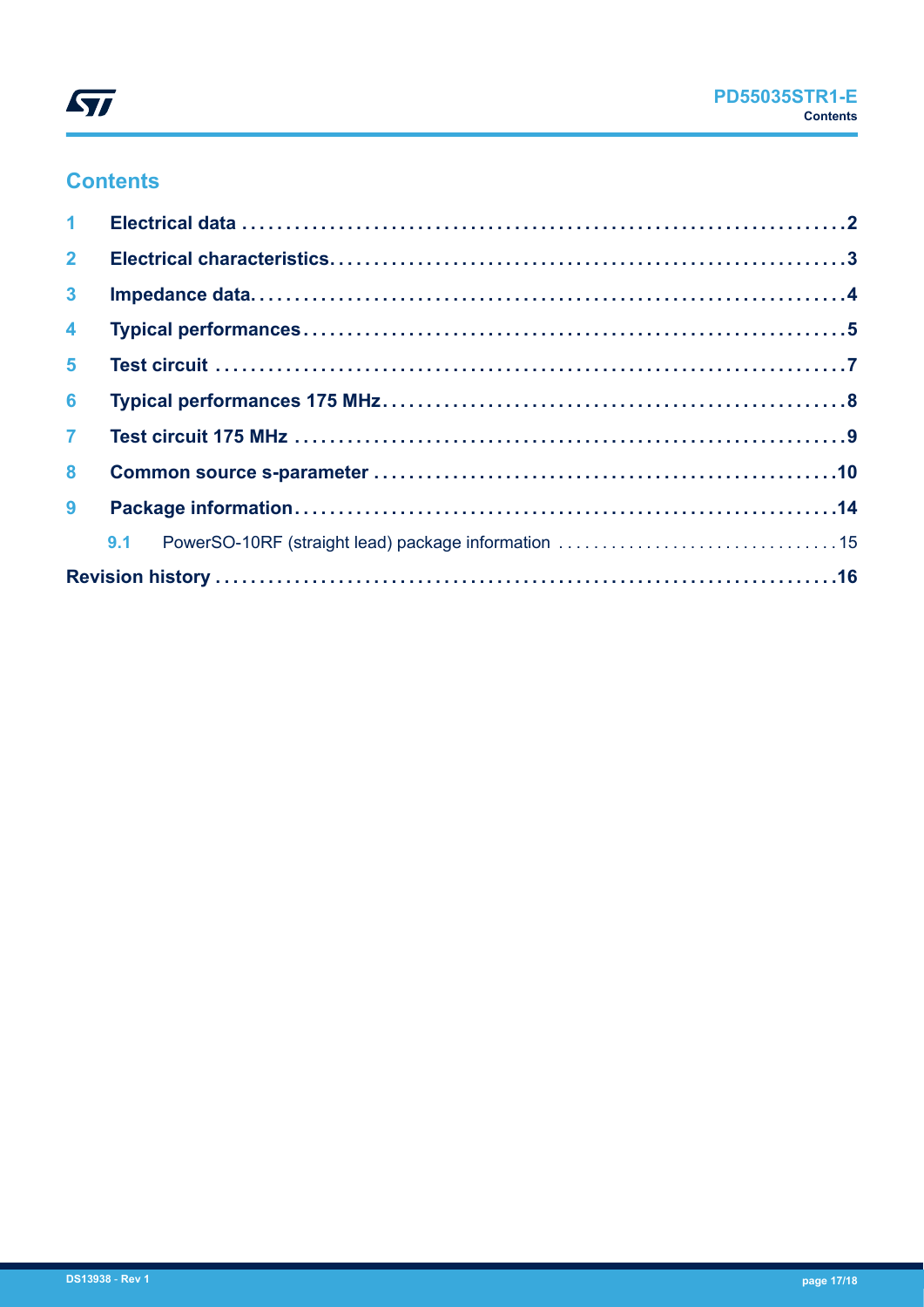# Contents

| | | |
|---|---|---|
| **1** | **Electrical data** | **2** |
| **2** | **Electrical characteristics** | **3** |
| **3** | **Impedance data** | **4** |
| **4** | **Typical performances** | **5** |
| **5** | **Test circuit** | **7** |
| **6** | **Typical performances 175 MHz** | **8** |
| **7** | **Test circuit 175 MHz** | **9** |
| **8** | **Common source s-parameter** | **10** |
| **9** | **Package information** | **14** |
| 9.1 | PowerSO-10RF (straight lead) package information | 15 |
| **Revision history** | | **16** |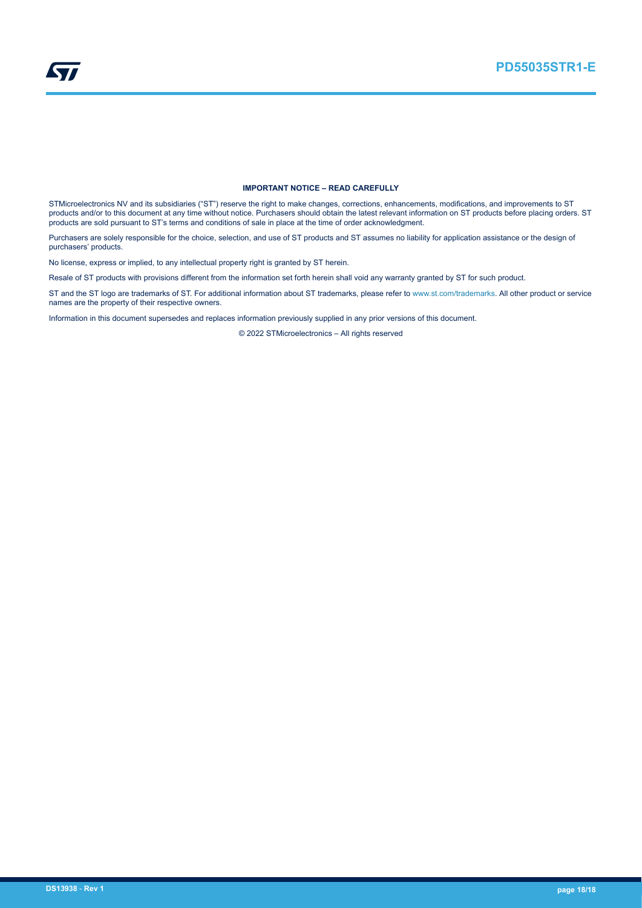**IMPORTANT NOTICE – READ CAREFULLY**

STMicroelectronics NV and its subsidiaries ("ST") reserve the right to make changes, corrections, enhancements, modifications, and improvements to ST products and/or to this document at any time without notice. Purchasers should obtain the latest relevant information on ST products before placing orders. ST products are sold pursuant to ST's terms and conditions of sale in place at the time of order acknowledgment.

Purchasers are solely responsible for the choice, selection, and use of ST products and ST assumes no liability for application assistance or the design of purchasers' products.

No license, express or implied, to any intellectual property right is granted by ST herein.

Resale of ST products with provisions different from the information set forth herein shall void any warranty granted by ST for such product.

ST and the ST logo are trademarks of ST. For additional information about ST trademarks, please refer to www.st.com/trademarks. All other product or service names are the property of their respective owners.

Information in this document supersedes and replaces information previously supplied in any prior versions of this document.

© 2022 STMicroelectronics – All rights reserved